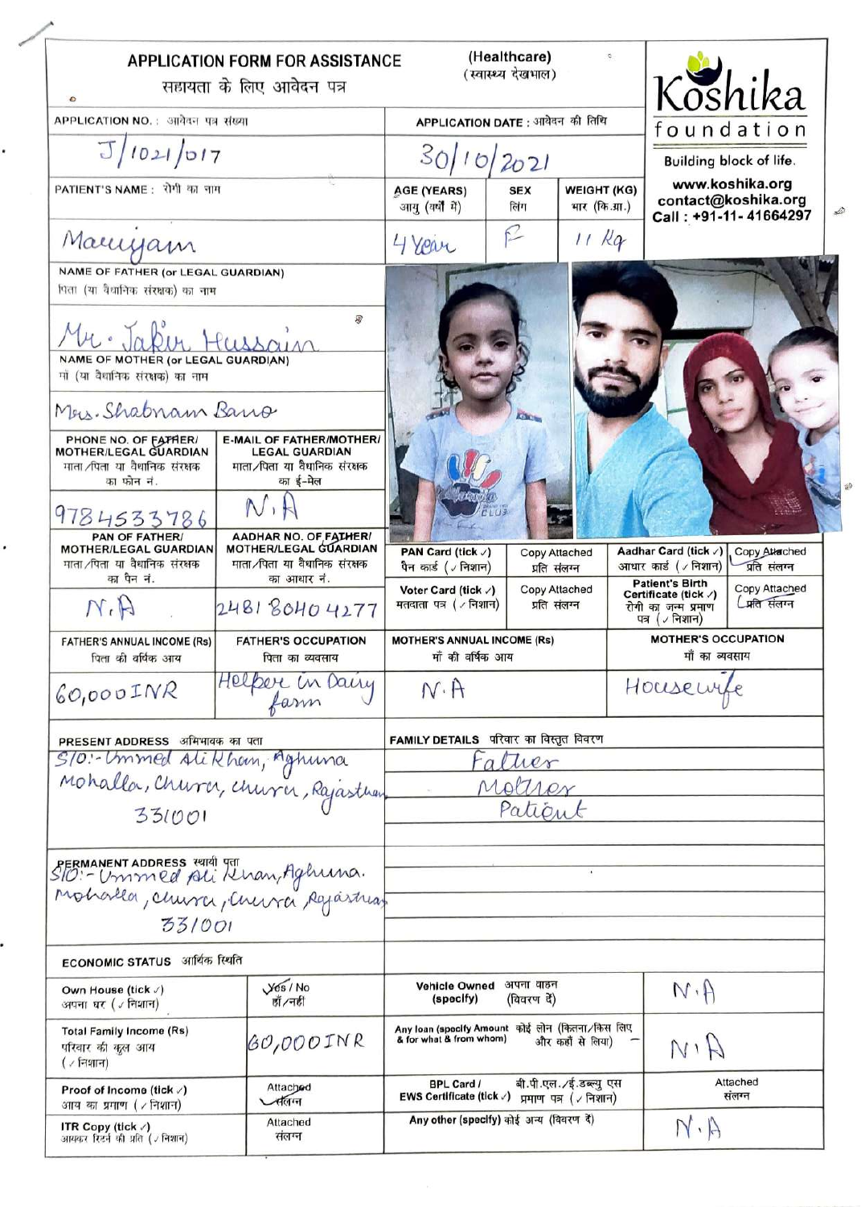# APPLICATION FORM FOR ASSISTANCE (Healthcare)
## सहायता के लिए आवेदन पत्र (स्वास्थ्य देखभाल)

**Koshika foundation**
Building block of life.
www.koshika.org
contact@koshika.org
Call : +91-11- 41664297

| APPLICATION NO. : आवेदन पत्र संख्या | APPLICATION DATE : आवेदन की तिथि |
|---|---|
| J/1021/017 | 30/10/2021 |

| PATIENT'S NAME : रोगी का नाम | AGE (YEARS) आयु (वर्षों में) | SEX लिंग | WEIGHT (KG) भार (कि.ग्रा.) |
|---|---|---|---|
| Mariyam | 4 Year | F | 11 Kg |

**NAME OF FATHER (or LEGAL GUARDIAN)** पिता (या वैधानिक संरक्षक) का नाम
Mr. Jakir Hussain

**NAME OF MOTHER (or LEGAL GUARDIAN)** माँ (या वैधानिक संरक्षक) का नाम
Mrs. Shabnam Bano

| PHONE NO. OF FATHER/MOTHER/LEGAL GUARDIAN माता/पिता या वैधानिक संरक्षक का फोन नं. | E-MAIL OF FATHER/MOTHER/LEGAL GUARDIAN माता/पिता या वैधानिक संरक्षक का ई-मेल |
|---|---|
| 9784533786 | N.A |

| PAN OF FATHER/MOTHER/LEGAL GUARDIAN माता/पिता या वैधानिक संरक्षक का पैन नं. | AADHAR NO. OF FATHER/MOTHER/LEGAL GUARDIAN माता/पिता या वैधानिक संरक्षक का आधार नं. |
|---|---|
| N.A | 2481 8040 4277 |

| PAN Card (tick ✓) पैन कार्ड (✓ निशान) | Copy Attached प्रति संलग्न | Aadhar Card (tick ✓) आधार कार्ड (✓ निशान) | Copy Attached प्रति संलग्न ✓ |
|---|---|---|---|
| Voter Card (tick ✓) मतदाता पत्र (✓ निशान) | Copy Attached प्रति संलग्न | Patient's Birth Certificate (tick ✓) रोगी का जन्म प्रमाण पत्र (✓ निशान) | Copy Attached प्रति संलग्न ✓ |

| FATHER'S ANNUAL INCOME (Rs) पिता की वार्षिक आय | FATHER'S OCCUPATION पिता का व्यवसाय | MOTHER'S ANNUAL INCOME (Rs) माँ की वार्षिक आय | MOTHER'S OCCUPATION माँ का व्यवसाय |
|---|---|---|---|
| 60,000 INR | Helper in Dairy farm | N.A | Housewife |

**PRESENT ADDRESS** अभिभावक का पता
S/O:- Ummed Ali Khan, Aghuna Mohalla, Churu, Churu, Rajasthan 331001

**PERMANENT ADDRESS** स्थायी पता
S/O:- Ummed Ali Khan, Aghuna Mohalla, Churu, Churu Rajasthan 331001

**FAMILY DETAILS** परिवार का विस्तृत विवरण
- Father
- Mother
- Patient

**ECONOMIC STATUS** आर्थिक स्थिति

| | | | |
|---|---|---|---|
| Own House (tick ✓) अपना घर (✓ निशान) | Yes ✓ / No हाँ/नहीं | Vehicle Owned (specify) अपना वाहन (विवरण दें) | N.A |
| Total Family Income (Rs) परिवार की कुल आय (✓ निशान) | 60,000 INR | Any loan (specify Amount & for what & from whom) कोई लोन (कितना/किस लिए और कहाँ से लिया) | N.A |
| Proof of Income (tick ✓) आय का प्रमाण (✓ निशान) | Attached संलग्न ✓ | BPL Card / EWS Certificate (tick ✓) बी.पी.एल./ई.डब्ल्यु एस प्रमाण पत्र (✓ निशान) | Attached संलग्न |
| ITR Copy (tick ✓) आयकर रिटर्न की प्रति (✓ निशान) | Attached संलग्न | Any other (specify) कोई अन्य (विवरण दें) | N.A |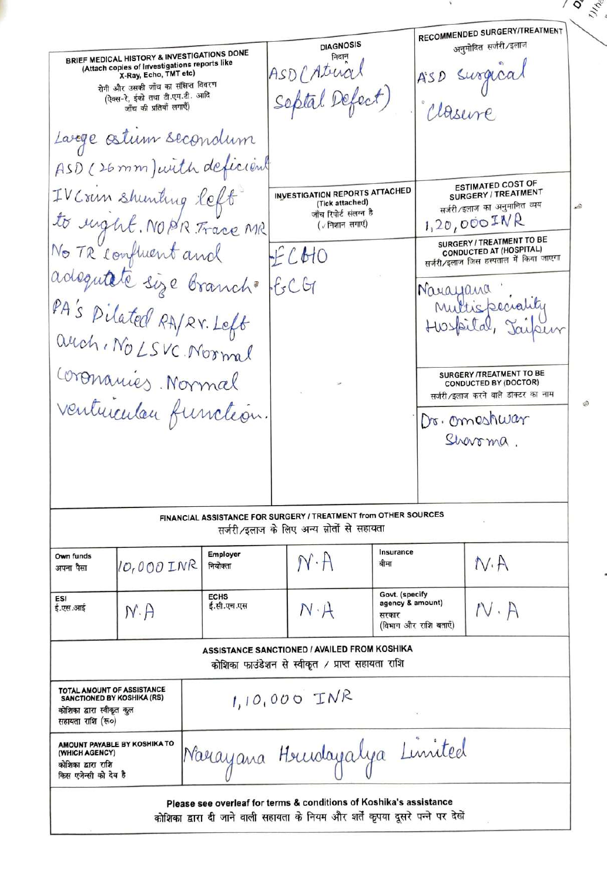| BRIEF MEDICAL HISTORY & INVESTIGATIONS DONE (Attach copies of Investigations reports like X-Ray, Echo, TMT etc) रोगी और उसकी जाँच का संक्षिप्त विवरण (एक्स-रे, ईको तथा टी.एम.टी. आदि जाँच की प्रतियाँ लगाएँ) | DIAGNOSIS निदान | RECOMMENDED SURGERY/TREATMENT अनुमोदित सर्जरी/इलाज |
|---|---|---|
| Large ostium secondum ASD (26mm) with deficient IVC rim shunting left to right. No PR. Trace MR. No TR. Confluent and adequate size branch PA's. Dilated RA/RV. Left arch. No LSVC. Normal coronaries. Normal venticular function. | ASD (Atrial Septal Defect) | ASD Surgical Closure |
| | **INVESTIGATION REPORTS ATTACHED** (Tick attached) जाँच रिपोर्ट संलग्न है (✓ निशान लगाएं) | **ESTIMATED COST OF SURGERY / TREATMENT** सर्जरी/इलाज का अनुमानित व्यय |
| | ECHO<br>ECG | 1,20,000 INR |
| | | **SURGERY / TREATMENT TO BE CONDUCTED AT (HOSPITAL)** सर्जरी/इलाज जिस हस्पताल में किया जाएगा |
| | | Narayana Multispeciality Hospital, Jaipur |
| | | **SURGERY /TREATMENT TO BE CONDUCTED BY (DOCTOR)** सर्जरी/इलाज करने वाले डाक्टर का नाम |
| | | Dr. Omeshwar Sharma. |

**FINANCIAL ASSISTANCE FOR SURGERY / TREATMENT from OTHER SOURCES**
सर्जरी/इलाज के लिए अन्य स्रोतों से सहायता

| Own funds अपना पैसा | 10,000 INR | Employer नियोक्ता | N.A | Insurance बीमा | N.A |
|---|---|---|---|---|---|
| ESI ई.एस.आई | N.A | ECHS ई.सी.एच.एस | N.A | Govt. (specify agency & amount) सरकार (विभाग और राशि बताएँ) | N.A |

**ASSISTANCE SANCTIONED / AVAILED FROM KOSHIKA**
कोशिका फाउंडेशन से स्वीकृत / प्राप्त सहायता राशि

| TOTAL AMOUNT OF ASSISTANCE SANCTIONED BY KOSHIKA (RS) कोशिका द्वारा स्वीकृत कुल सहायता राशि (रू०) | 1,10,000 INR |
|---|---|
| AMOUNT PAYABLE BY KOSHIKA TO (WHICH AGENCY) कोशिका द्वारा राशि किस एजेन्सी को देय है | Narayana Hrudayalya Limited |

**Please see overleaf for terms & conditions of Koshika's assistance**
कोशिका द्वारा दी जाने वाली सहायता के नियम और शर्तें कृपया दूसरे पन्ने पर देखें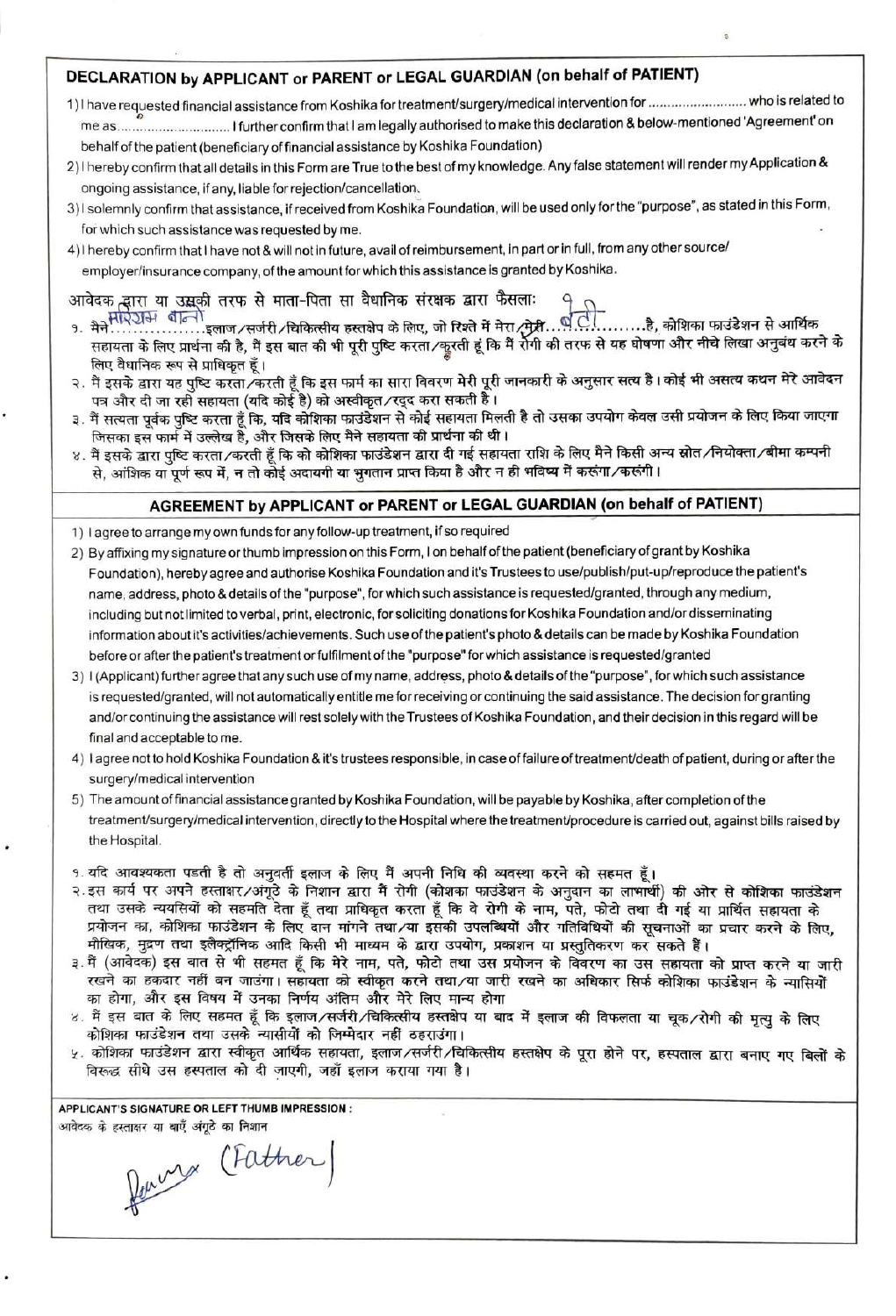## DECLARATION by APPLICANT or PARENT or LEGAL GUARDIAN (on behalf of PATIENT)

1) I have requested financial assistance from Koshika for treatment/surgery/medical intervention for .......................... who is related to me as.............................. I further confirm that I am legally authorised to make this declaration & below-mentioned 'Agreement' on behalf of the patient (beneficiary of financial assistance by Koshika Foundation)
2) I hereby confirm that all details in this Form are True to the best of my knowledge. Any false statement will render my Application & ongoing assistance, if any, liable for rejection/cancellation.
3) I solemnly confirm that assistance, if received from Koshika Foundation, will be used only for the "purpose", as stated in this Form, for which such assistance was requested by me.
4) I hereby confirm that I have not & will not in future, avail of reimbursement, in part or in full, from any other source/ employer/insurance company, of the amount for which this assistance is granted by Koshika.

आवेदक द्वारा या उसकी तरफ से माता-पिता सा वैधानिक संरक्षक द्वारा फैसलाः

१. मैने मरियम बानो ...............इलाज/सर्जरी/चिकित्सीय हस्तक्षेप के लिए, जो रिश्ते में मेरा/मेरी...बेटी.........है, कोशिका फाउंडेशन से आर्थिक सहायता के लिए प्रार्थना की है, मैं इस बात की भी पूरी पुष्टि करता/करती हूं कि मैं रोगी की तरफ से यह घोषणा और नीचे लिखा अनुबंध करने के लिए वैधानिक रूप से प्राधिकृत हूँ।
२. मैं इसके द्वारा यह पुष्टि करता/करती हूँ कि इस फार्म का सारा विवरण मेरी पूरी जानकारी के अनुसार सत्य है। कोई भी असत्य कथन मेरे आवेदन पत्र और दी जा रही सहायता (यदि कोई है) को अस्वीकृत/रद्द करा सकती है।
३. मैं सत्यता पूर्वक पुष्टि करता हूँ कि, यदि कोशिका फाउंडेशन से कोई सहायता मिलती है तो उसका उपयोग केवल उसी प्रयोजन के लिए किया जाएगा जिसका इस फार्म में उल्लेख है, और जिसके लिए मैने सहायता की प्रार्थना की थी।
४. मैं इसके द्वारा पुष्टि करता/करती हूँ कि को कोशिका फाउंडेशन द्वारा दी गई सहायता राशि के लिए मैने किसी अन्य स्रोत/नियोक्ता/बीमा कम्पनी से, आंशिक या पूर्ण रूप में, न तो कोई अदायगी या भुगतान प्राप्त किया है और न ही भविष्य में करूंगा/करूंगी।

## AGREEMENT by APPLICANT or PARENT or LEGAL GUARDIAN (on behalf of PATIENT)

1) I agree to arrange my own funds for any follow-up treatment, if so required
2) By affixing my signature or thumb impression on this Form, I on behalf of the patient (beneficiary of grant by Koshika Foundation), hereby agree and authorise Koshika Foundation and it's Trustees to use/publish/put-up/reproduce the patient's name, address, photo & details of the "purpose", for which such assistance is requested/granted, through any medium, including but not limited to verbal, print, electronic, for soliciting donations for Koshika Foundation and/or disseminating information about it's activities/achievements. Such use of the patient's photo & details can be made by Koshika Foundation before or after the patient's treatment or fulfilment of the "purpose" for which assistance is requested/granted
3) I (Applicant) further agree that any such use of my name, address, photo & details of the "purpose", for which such assistance is requested/granted, will not automatically entitle me for receiving or continuing the said assistance. The decision for granting and/or continuing the assistance will rest solely with the Trustees of Koshika Foundation, and their decision in this regard will be final and acceptable to me.
4) I agree not to hold Koshika Foundation & it's trustees responsible, in case of failure of treatment/death of patient, during or after the surgery/medical intervention
5) The amount of financial assistance granted by Koshika Foundation, will be payable by Koshika, after completion of the treatment/surgery/medical intervention, directly to the Hospital where the treatment/procedure is carried out, against bills raised by the Hospital.

१. यदि आवश्यकता पडती है तो अनुवर्ती इलाज के लिए मैं अपनी निधि की व्यवस्था करने को सहमत हूँ।
२. इस कार्य पर अपने हस्ताक्षर/अंगूठे के निशान द्वारा मैं रोगी (कोशका फाउंडेशन के अनुदान का लाभार्थी) की ओर से कोशिका फाउंडेशन तथा उसके न्यायसियों को सहमति देता हूँ तथा प्राधिकृत करता हूँ कि वे रोगी के नाम, पते, फोटो तथा दी गई या प्रार्थित सहायता के प्रयोजन का, कोशिका फाउंडेशन के लिए दान मांगने तथा/या इसकी उपलब्धियों और गतिविधियों की सूचनाओं का प्रचार करने के लिए, मौखिक, मुद्रण तथा इलैक्ट्रॉनिक आदि किसी भी माध्यम के द्वारा उपयोग, प्रकाशन या प्रस्तुतिकरण कर सकते हैं।
३. मैं (आवेदक) इस बात से भी सहमत हूँ कि मेरे नाम, पते, फोटो तथा उस प्रयोजन के विवरण का उस सहायता को प्राप्त करने या जारी रखने का हकदार नहीं बन जाउंगा। सहायता को स्वीकृत करने तथा/या जारी रखने का अधिकार सिर्फ कोशिका फाउंडेशन के न्यासियों का होगा, और इस विषय में उनका निर्णय अंतिम और मेरे लिए मान्य होगा
४. मैं इस बात के लिए सहमत हूँ कि इलाज/सर्जरी/चिकित्सीय हस्तक्षेप या बाद में इलाज की विफलता या चूक/रोगी की मृत्यु के लिए कोशिका फाउंडेशन तथा उसके न्यासीयों को जिम्मेदार नहीं ठहराउंगा।
५. कोशिका फाउंडेशन द्वारा स्वीकृत आर्थिक सहायता, इलाज/सर्जरी/चिकित्सीय हस्तक्षेप के पूरा होने पर, हस्पताल द्वारा बनाए गए बिलों के विरूद्ध सीधे उस हस्पताल को दी जाएगी, जहाँ इलाज कराया गया है।

**APPLICANT'S SIGNATURE OR LEFT THUMB IMPRESSION :**

आवेदक के हस्ताक्षर या बाएँ अंगूठे का निशान

(Father)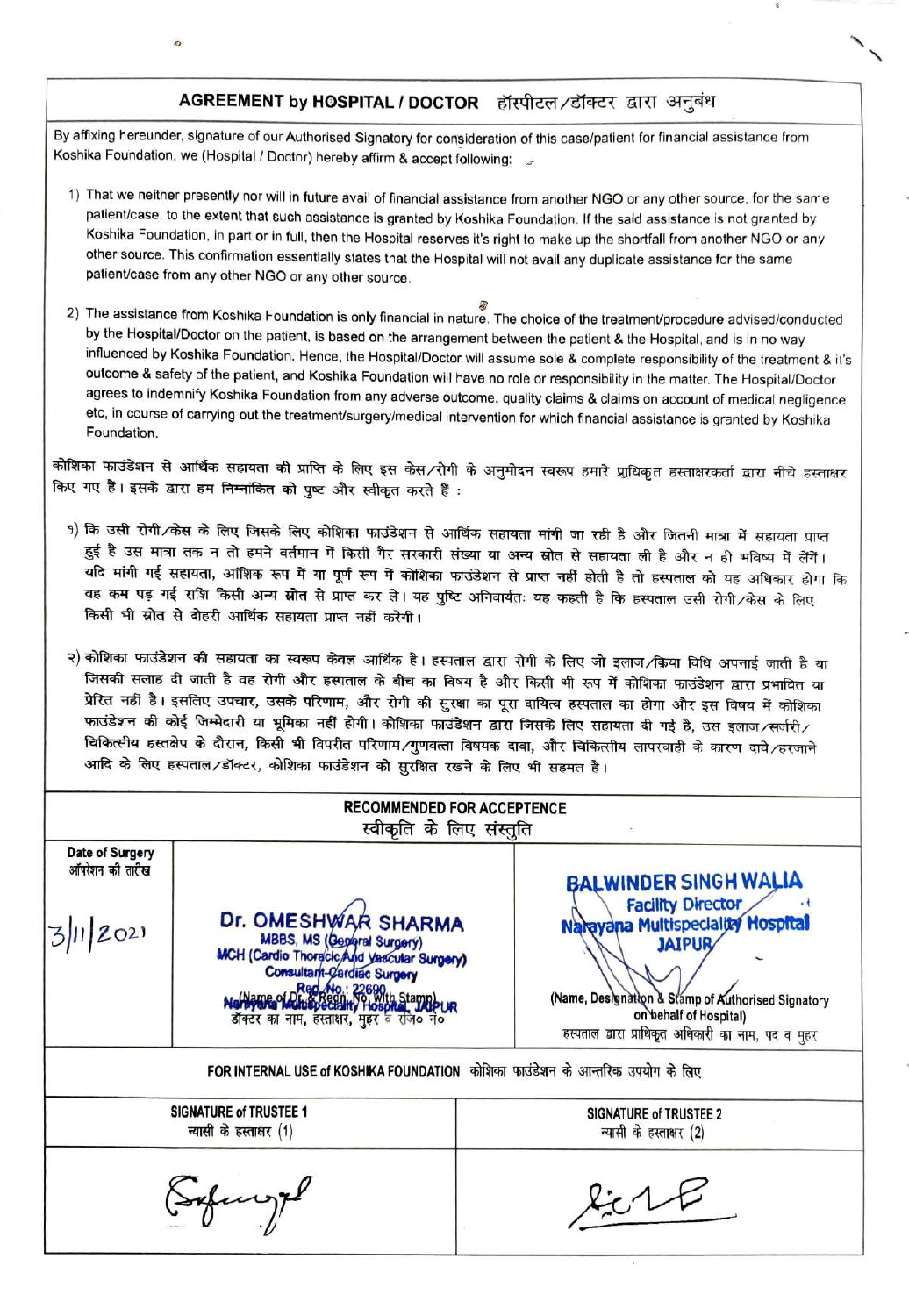## AGREEMENT by HOSPITAL / DOCTOR हॉस्पीटल/डॉक्टर द्वारा अनुबंध

By affixing hereunder, signature of our Authorised Signatory for consideration of this case/patient for financial assistance from Koshika Foundation, we (Hospital / Doctor) hereby affirm & accept following:

1) That we neither presently nor will in future avail of financial assistance from another NGO or any other source, for the same patient/case, to the extent that such assistance is granted by Koshika Foundation. If the said assistance is not granted by Koshika Foundation, in part or in full, then the Hospital reserves it's right to make up the shortfall from another NGO or any other source. This confirmation essentially states that the Hospital will not avail any duplicate assistance for the same patient/case from any other NGO or any other source.

2) The assistance from Koshika Foundation is only financial in nature. The choice of the treatment/procedure advised/conducted by the Hospital/Doctor on the patient, is based on the arrangement between the patient & the Hospital, and is in no way influenced by Koshika Foundation. Hence, the Hospital/Doctor will assume sole & complete responsibility of the treatment & it's outcome & safety of the patient, and Koshika Foundation will have no role or responsibility in the matter. The Hospital/Doctor agrees to indemnify Koshika Foundation from any adverse outcome, quality claims & claims on account of medical negligence etc, in course of carrying out the treatment/surgery/medical intervention for which financial assistance is granted by Koshika Foundation.

कोशिका फाउंडेशन से आर्थिक सहायता की प्राप्ति के लिए इस केस/रोगी के अनुमोदन स्वरूप हमारे प्राधिकृत हस्ताक्षरकर्ता द्वारा नीचे हस्ताक्षर किए गए हैं। इसके द्वारा हम निम्नांकित को पुष्ट और स्वीकृत करते हैं :

१) कि उसी रोगी/केस के लिए जिसके लिए कोशिका फाउंडेशन से आर्थिक सहायता मांगी जा रही है और जितनी मात्रा में सहायता प्राप्त हुई है उस मात्रा तक न तो हमने वर्तमान में किसी गैर सरकारी संस्था या अन्य स्रोत से सहायता ली है और न ही भविष्य में लेंगें। यदि मांगी गई सहायता, आंशिक रूप में या पूर्ण रूप में कोशिका फाउंडेशन से प्राप्त नहीं होती है तो हस्पताल को यह अधिकार होगा कि वह कम पड़ गई राशि किसी अन्य स्रोत से प्राप्त कर ले। यह पुष्टि अनिवार्यतः यह कहती है कि हस्पताल उसी रोगी/केस के लिए किसी भी स्रोत से दोहरी आर्थिक सहायता प्राप्त नहीं करेगी।

२) कोशिका फाउंडेशन की सहायता का स्वरूप केवल आर्थिक है। हस्पताल द्वारा रोगी के लिए जो इलाज/क्रिया विधि अपनाई जाती है या जिसकी सलाह दी जाती है वह रोगी और हस्पताल के बीच का विषय है और किसी भी रूप में कोशिका फाउंडेशन द्वारा प्रभावित या प्रेरित नहीं है। इसलिए उपचार, उसके परिणाम, और रोगी की सुरक्षा का पूरा दायित्व हस्पताल का होगा और इस विषय में कोशिका फाउंडेशन की कोई जिम्मेदारी या भूमिका नहीं होगी। कोशिका फाउंडेशन द्वारा जिसके लिए सहायता दी गई है, उस इलाज/सर्जरी/चिकित्सीय हस्तक्षेप के दौरान, किसी भी विपरीत परिणाम/गुणवत्ता विषयक दावा, और चिकित्सीय लापरवाही के कारण दावे/हरजाने आदि के लिए हस्पताल/डॉक्टर, कोशिका फाउंडेशन को सुरक्षित रखने के लिए भी सहमत है।

**RECOMMENDED FOR ACCEPTENCE**
स्वीकृति के लिए संस्तुति

| Date of Surgery ऑपरेशन की तारीख | (Name of Dr. & Regn. No. With Stamp) डॉक्टर का नाम, हस्ताक्षर, मुहर व रजि० नं० | (Name, Designation & Stamp of Authorised Signatory on behalf of Hospital) हस्पताल द्वारा प्राधिकृत अधिकारी का नाम, पद व मुहर |
|---|---|---|
| 3/11/2021 | Dr. OMESHWAR SHARMA<br>MBBS, MS (General Surgery)<br>MCH (Cardio Thoracic And Vascular Surgery)<br>Consultant-Cardiac Surgery<br>Reg. No.: 22690<br>Narayana Multispeciality Hospital, JAIPUR | BALWINDER SINGH WALIA<br>Facility Director<br>Narayana Multispeciality Hospital<br>JAIPUR |

**FOR INTERNAL USE of KOSHIKA FOUNDATION** कोशिका फाउंडेशन के आन्तरिक उपयोग के लिए

| SIGNATURE of TRUSTEE 1 न्यासी के हस्ताक्षर (1) | SIGNATURE of TRUSTEE 2 न्यासी के हस्ताक्षर (2) |
|---|---|
| (signature) | (signature) |